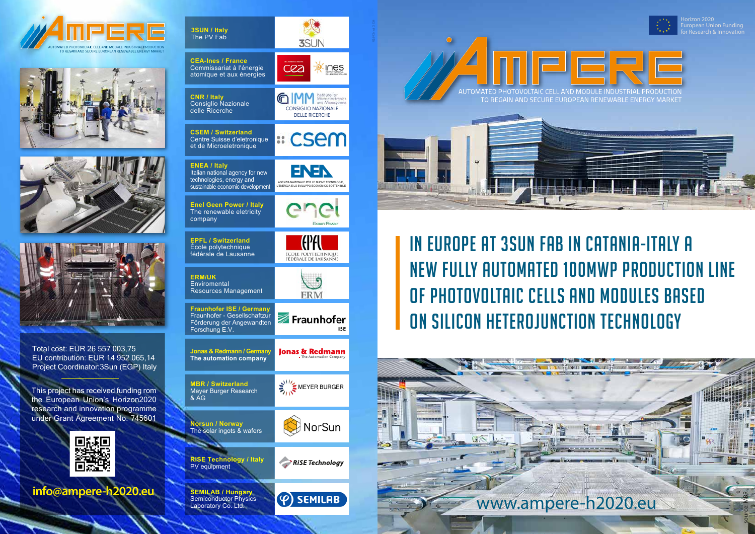# AMPERE

AUTOMATED PHOTOVOLTAIC CELL AND MODULE INDUSTRIAL PRODUCTION TO REGAIN AND SECURE EUROPEAN RENEWABLE ENERGY MARKET

Total cost: EUR 26 557 003,75
EU contribution: EUR 14 952 065,14
Project Coordinator:3Sun (EGP) Italy

This project has received funding rom the European Union's Horizon2020 research and innovation programme under Grant Agreement No. 745601

**info@ampere-h2020.eu**

**3SUN / Italy**
The PV Fab

**CEA-Ines / France**
Commissariat à l'énergie atomique et aux énergies

**CNR / Italy**
Consiglio Nazionale delle Ricerche

**CSEM / Switzerland**
Centre Suisse d'eletronique et de Microeletronique

**ENEA / Italy**
Italian national agency for new technologies, energy and sustainable economic development

**Enel Geen Power / Italy**
The renewable eletricity company

**EPFL / Switzerland**
École polytechnique fédérale de Lausanne

**ERM/UK**
Enviromental Resources Management

**Fraunhofer ISE / Germany**
Fraunhofer - Gesellschaftzur Förderung der Angewandten Forschung E.V.

**Jonas & Redmann / Germany**
**The automation company**

**MBR / Switzerland**
Meyer Burger Research & AG

**Norsun / Norway**
The solar ingots & wafers

**RISE Technology / Italy**
PV equipment

**SEMILAB / Hungary**
Semiconductor Physics Laboratory Co. Ltd.

Horizon 2020
European Union Funding for Research & Innovation

# AMPERE

AUTOMATED PHOTOVOLTAIC CELL AND MODULE INDUSTRIAL PRODUCTION TO REGAIN AND SECURE EUROPEAN RENEWABLE ENERGY MARKET

## IN EUROPE AT 3SUN FAB IN CATANIA-ITALY A NEW FULLY AUTOMATED 100MWP PRODUCTION LINE OF PHOTOVOLTAIC CELLS AND MODULES BASED ON SILICON HETEROJUNCTION TECHNOLOGY

www.ampere-h2020.eu

source: MBR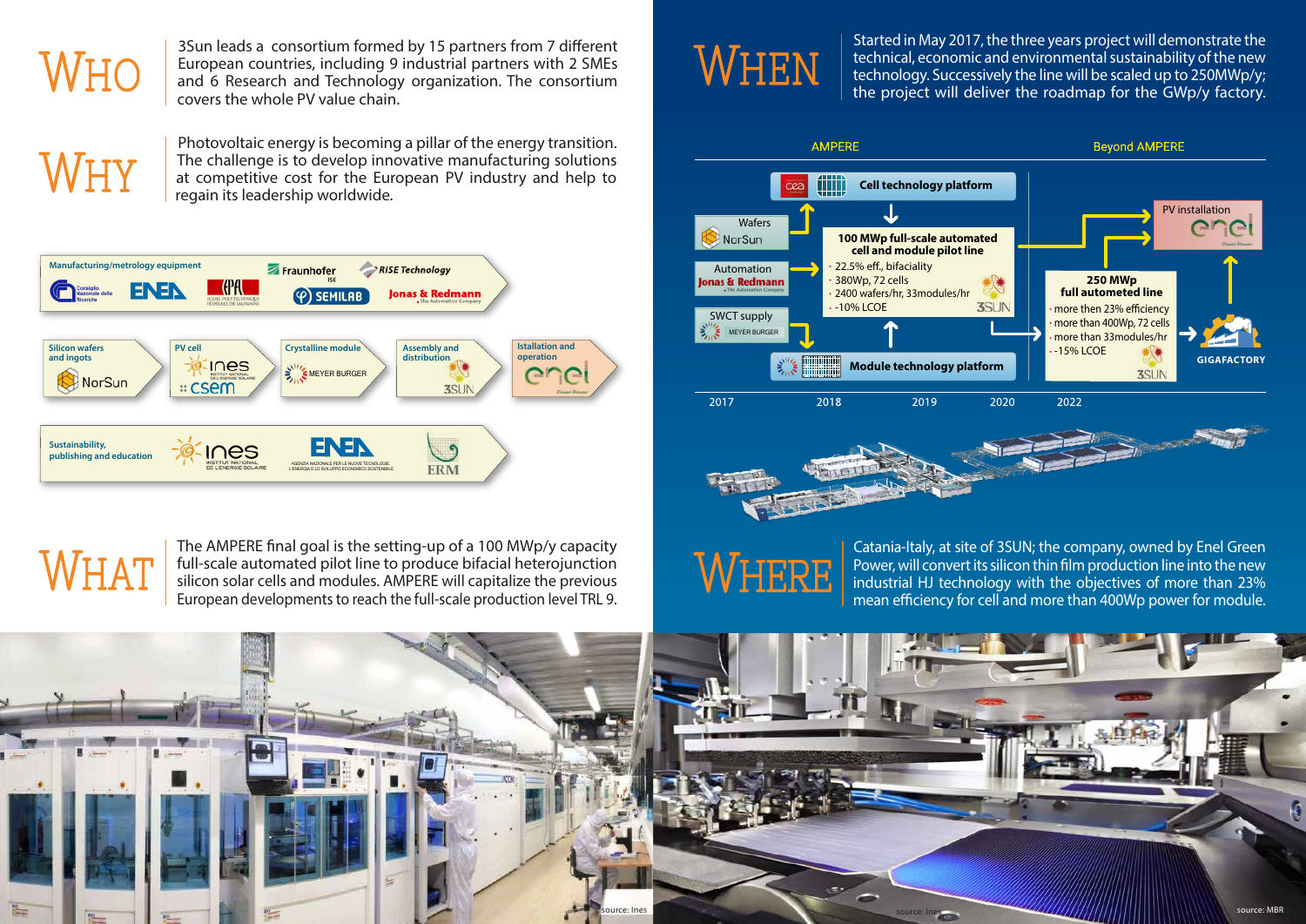# WHO

3Sun leads a consortium formed by 15 partners from 7 different European countries, including 9 industrial partners with 2 SMEs and 6 Research and Technology organization. The consortium covers the whole PV value chain.

# WHY

Photovoltaic energy is becoming a pillar of the energy transition. The challenge is to develop innovative manufacturing solutions at competitive cost for the European PV industry and help to regain its leadership worldwide.

Manufacturing/metrology equipment

Silicon wafers and ingots

PV cell

Crystalline module

Assembly and distribution

Istallation and operation

Sustainability, publishing and education

# WHAT

The AMPERE final goal is the setting-up of a 100 MWp/y capacity full-scale automated pilot line to produce bifacial heterojunction silicon solar cells and modules. AMPERE will capitalize the previous European developments to reach the full-scale production level TRL 9.

# WHEN

Started in May 2017, the three years project will demonstrate the technical, economic and environmental sustainability of the new technology. Successively the line will be scaled up to 250MWp/y; the project will deliver the roadmap for the GWp/y factory.

AMPERE

Beyond AMPERE

Cell technology platform

Wafers

Automation

SWCT supply

100 MWp full-scale automated cell and module pilot line
- 22.5% eff., bifaciality
- 380Wp, 72 cells
- 2400 wafers/hr, 33modules/hr
- -10% LCOE

Module technology platform

PV installation

250 MWp full autometed line
- more then 23% efficiency
- more than 400Wp, 72 cells
- more than 33modules/hr
- -15% LCOE

GIGAFACTORY

2017 2018 2019 2020 2022

# WHERE

Catania-Italy, at site of 3SUN; the company, owned by Enel Green Power, will convert its silicon thin film production line into the new industrial HJ technology with the objectives of more than 23% mean efficiency for cell and more than 400Wp power for module.

source: Ines

source: Ines

source: MBR